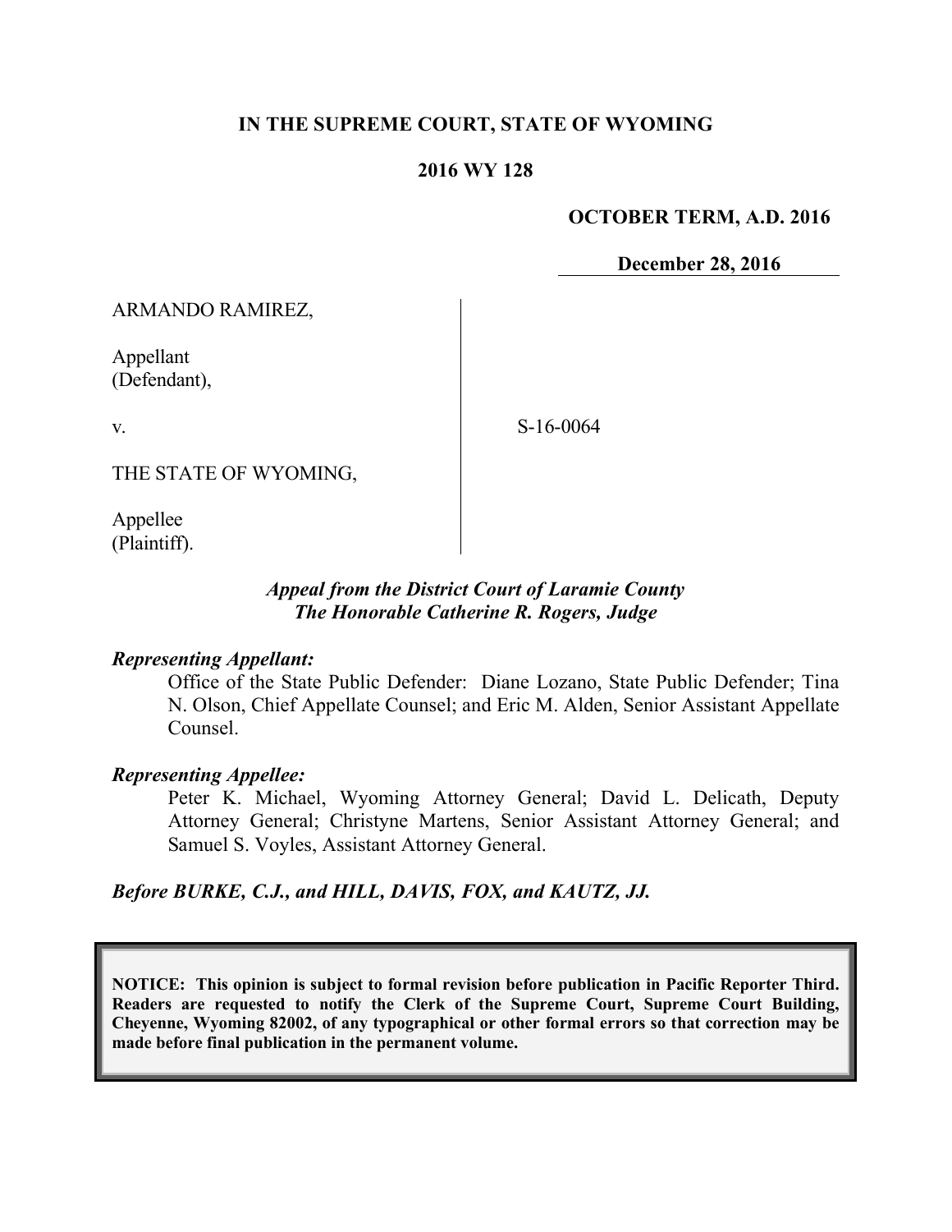**IN THE SUPREME COURT, STATE OF WYOMING**

**2016 WY 128**

**OCTOBER TERM, A.D. 2016**

**December 28, 2016**

ARMANDO RAMIREZ,

Appellant
(Defendant),

v.

S-16-0064

THE STATE OF WYOMING,

Appellee
(Plaintiff).

***Appeal from the District Court of Laramie County***
***The Honorable Catherine R. Rogers, Judge***

***Representing Appellant:***

Office of the State Public Defender: Diane Lozano, State Public Defender; Tina N. Olson, Chief Appellate Counsel; and Eric M. Alden, Senior Assistant Appellate Counsel.

***Representing Appellee:***

Peter K. Michael, Wyoming Attorney General; David L. Delicath, Deputy Attorney General; Christyne Martens, Senior Assistant Attorney General; and Samuel S. Voyles, Assistant Attorney General.

***Before BURKE, C.J., and HILL, DAVIS, FOX, and KAUTZ, JJ.***

**NOTICE: This opinion is subject to formal revision before publication in Pacific Reporter Third. Readers are requested to notify the Clerk of the Supreme Court, Supreme Court Building, Cheyenne, Wyoming 82002, of any typographical or other formal errors so that correction may be made before final publication in the permanent volume.**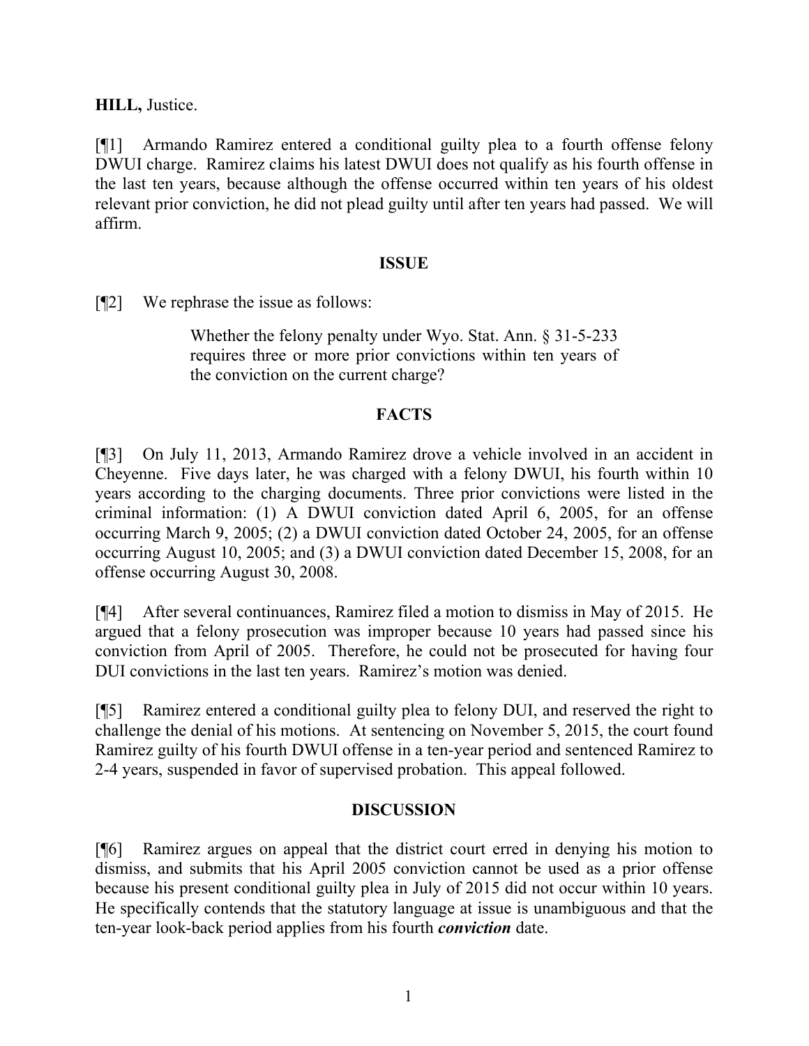**HILL,** Justice.

[¶1] Armando Ramirez entered a conditional guilty plea to a fourth offense felony DWUI charge. Ramirez claims his latest DWUI does not qualify as his fourth offense in the last ten years, because although the offense occurred within ten years of his oldest relevant prior conviction, he did not plead guilty until after ten years had passed. We will affirm.

## ISSUE

[¶2] We rephrase the issue as follows:

> Whether the felony penalty under Wyo. Stat. Ann. § 31-5-233 requires three or more prior convictions within ten years of the conviction on the current charge?

## FACTS

[¶3] On July 11, 2013, Armando Ramirez drove a vehicle involved in an accident in Cheyenne. Five days later, he was charged with a felony DWUI, his fourth within 10 years according to the charging documents. Three prior convictions were listed in the criminal information: (1) A DWUI conviction dated April 6, 2005, for an offense occurring March 9, 2005; (2) a DWUI conviction dated October 24, 2005, for an offense occurring August 10, 2005; and (3) a DWUI conviction dated December 15, 2008, for an offense occurring August 30, 2008.

[¶4] After several continuances, Ramirez filed a motion to dismiss in May of 2015. He argued that a felony prosecution was improper because 10 years had passed since his conviction from April of 2005. Therefore, he could not be prosecuted for having four DUI convictions in the last ten years. Ramirez's motion was denied.

[¶5] Ramirez entered a conditional guilty plea to felony DUI, and reserved the right to challenge the denial of his motions. At sentencing on November 5, 2015, the court found Ramirez guilty of his fourth DWUI offense in a ten-year period and sentenced Ramirez to 2-4 years, suspended in favor of supervised probation. This appeal followed.

## DISCUSSION

[¶6] Ramirez argues on appeal that the district court erred in denying his motion to dismiss, and submits that his April 2005 conviction cannot be used as a prior offense because his present conditional guilty plea in July of 2015 did not occur within 10 years. He specifically contends that the statutory language at issue is unambiguous and that the ten-year look-back period applies from his fourth ***conviction*** date.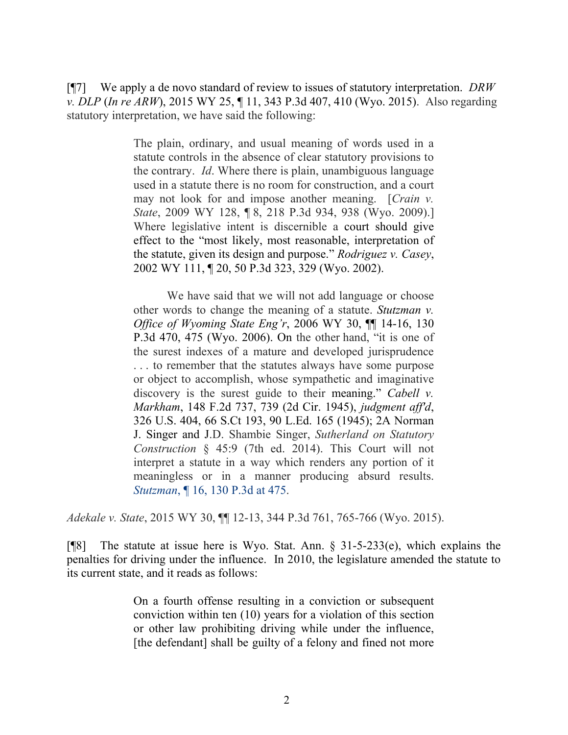[¶7] We apply a de novo standard of review to issues of statutory interpretation. *DRW v. DLP* (*In re ARW*), 2015 WY 25, ¶ 11, 343 P.3d 407, 410 (Wyo. 2015). Also regarding statutory interpretation, we have said the following:

> The plain, ordinary, and usual meaning of words used in a statute controls in the absence of clear statutory provisions to the contrary. *Id*. Where there is plain, unambiguous language used in a statute there is no room for construction, and a court may not look for and impose another meaning. [*Crain v. State*, 2009 WY 128, ¶ 8, 218 P.3d 934, 938 (Wyo. 2009).] Where legislative intent is discernible a court should give effect to the "most likely, most reasonable, interpretation of the statute, given its design and purpose." *Rodriguez v. Casey*, 2002 WY 111, ¶ 20, 50 P.3d 323, 329 (Wyo. 2002).
>
> We have said that we will not add language or choose other words to change the meaning of a statute. *Stutzman v. Office of Wyoming State Eng'r*, 2006 WY 30, ¶¶ 14-16, 130 P.3d 470, 475 (Wyo. 2006). On the other hand, "it is one of the surest indexes of a mature and developed jurisprudence . . . to remember that the statutes always have some purpose or object to accomplish, whose sympathetic and imaginative discovery is the surest guide to their meaning." *Cabell v. Markham*, 148 F.2d 737, 739 (2d Cir. 1945), *judgment aff'd*, 326 U.S. 404, 66 S.Ct 193, 90 L.Ed. 165 (1945); 2A Norman J. Singer and J.D. Shambie Singer, *Sutherland on Statutory Construction* § 45:9 (7th ed. 2014). This Court will not interpret a statute in a way which renders any portion of it meaningless or in a manner producing absurd results. *Stutzman*, ¶ 16, 130 P.3d at 475.

*Adekale v. State*, 2015 WY 30, ¶¶ 12-13, 344 P.3d 761, 765-766 (Wyo. 2015).

[¶8] The statute at issue here is Wyo. Stat. Ann. § 31-5-233(e), which explains the penalties for driving under the influence. In 2010, the legislature amended the statute to its current state, and it reads as follows:

> On a fourth offense resulting in a conviction or subsequent conviction within ten (10) years for a violation of this section or other law prohibiting driving while under the influence, [the defendant] shall be guilty of a felony and fined not more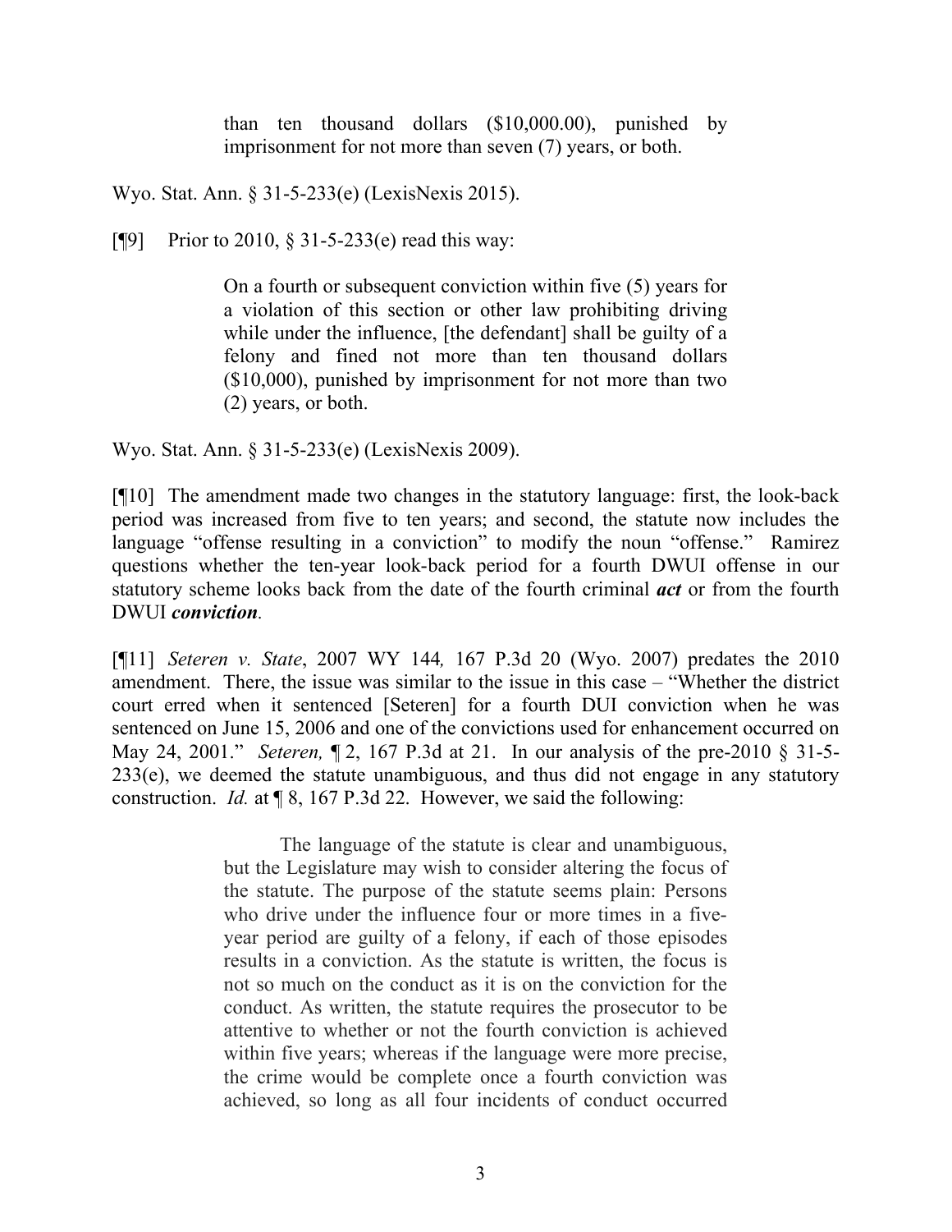> than ten thousand dollars ($10,000.00), punished by imprisonment for not more than seven (7) years, or both.

Wyo. Stat. Ann. § 31-5-233(e) (LexisNexis 2015).

[¶9] Prior to 2010, § 31-5-233(e) read this way:

> On a fourth or subsequent conviction within five (5) years for a violation of this section or other law prohibiting driving while under the influence, [the defendant] shall be guilty of a felony and fined not more than ten thousand dollars ($10,000), punished by imprisonment for not more than two (2) years, or both.

Wyo. Stat. Ann. § 31-5-233(e) (LexisNexis 2009).

[¶10] The amendment made two changes in the statutory language: first, the look-back period was increased from five to ten years; and second, the statute now includes the language "offense resulting in a conviction" to modify the noun "offense." Ramirez questions whether the ten-year look-back period for a fourth DWUI offense in our statutory scheme looks back from the date of the fourth criminal ***act*** or from the fourth DWUI ***conviction***.

[¶11] *Seteren v. State*, 2007 WY 144*,* 167 P.3d 20 (Wyo. 2007) predates the 2010 amendment. There, the issue was similar to the issue in this case – "Whether the district court erred when it sentenced [Seteren] for a fourth DUI conviction when he was sentenced on June 15, 2006 and one of the convictions used for enhancement occurred on May 24, 2001." *Seteren,* ¶ 2, 167 P.3d at 21. In our analysis of the pre-2010 § 31-5-233(e), we deemed the statute unambiguous, and thus did not engage in any statutory construction. *Id.* at ¶ 8, 167 P.3d 22. However, we said the following:

> The language of the statute is clear and unambiguous, but the Legislature may wish to consider altering the focus of the statute. The purpose of the statute seems plain: Persons who drive under the influence four or more times in a five-year period are guilty of a felony, if each of those episodes results in a conviction. As the statute is written, the focus is not so much on the conduct as it is on the conviction for the conduct. As written, the statute requires the prosecutor to be attentive to whether or not the fourth conviction is achieved within five years; whereas if the language were more precise, the crime would be complete once a fourth conviction was achieved, so long as all four incidents of conduct occurred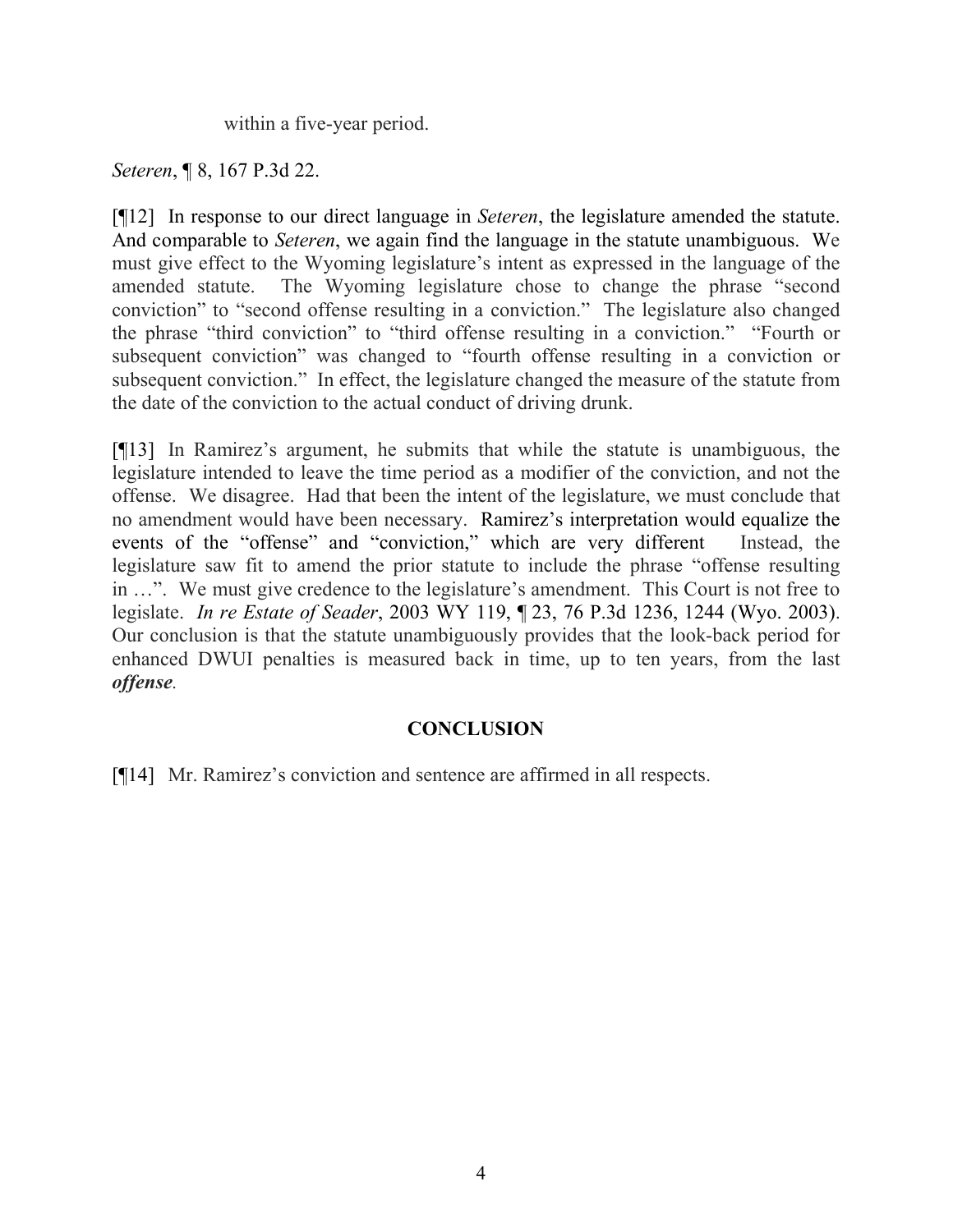within a five-year period.

*Seteren*, ¶ 8, 167 P.3d 22.

[¶12] In response to our direct language in *Seteren*, the legislature amended the statute. And comparable to *Seteren*, we again find the language in the statute unambiguous. We must give effect to the Wyoming legislature's intent as expressed in the language of the amended statute. The Wyoming legislature chose to change the phrase "second conviction" to "second offense resulting in a conviction." The legislature also changed the phrase "third conviction" to "third offense resulting in a conviction." "Fourth or subsequent conviction" was changed to "fourth offense resulting in a conviction or subsequent conviction." In effect, the legislature changed the measure of the statute from the date of the conviction to the actual conduct of driving drunk.

[¶13] In Ramirez's argument, he submits that while the statute is unambiguous, the legislature intended to leave the time period as a modifier of the conviction, and not the offense. We disagree. Had that been the intent of the legislature, we must conclude that no amendment would have been necessary. Ramirez's interpretation would equalize the events of the "offense" and "conviction," which are very different Instead, the legislature saw fit to amend the prior statute to include the phrase "offense resulting in …". We must give credence to the legislature's amendment. This Court is not free to legislate. *In re Estate of Seader*, 2003 WY 119, ¶ 23, 76 P.3d 1236, 1244 (Wyo. 2003). Our conclusion is that the statute unambiguously provides that the look-back period for enhanced DWUI penalties is measured back in time, up to ten years, from the last ***offense***.

## CONCLUSION

[¶14] Mr. Ramirez's conviction and sentence are affirmed in all respects.